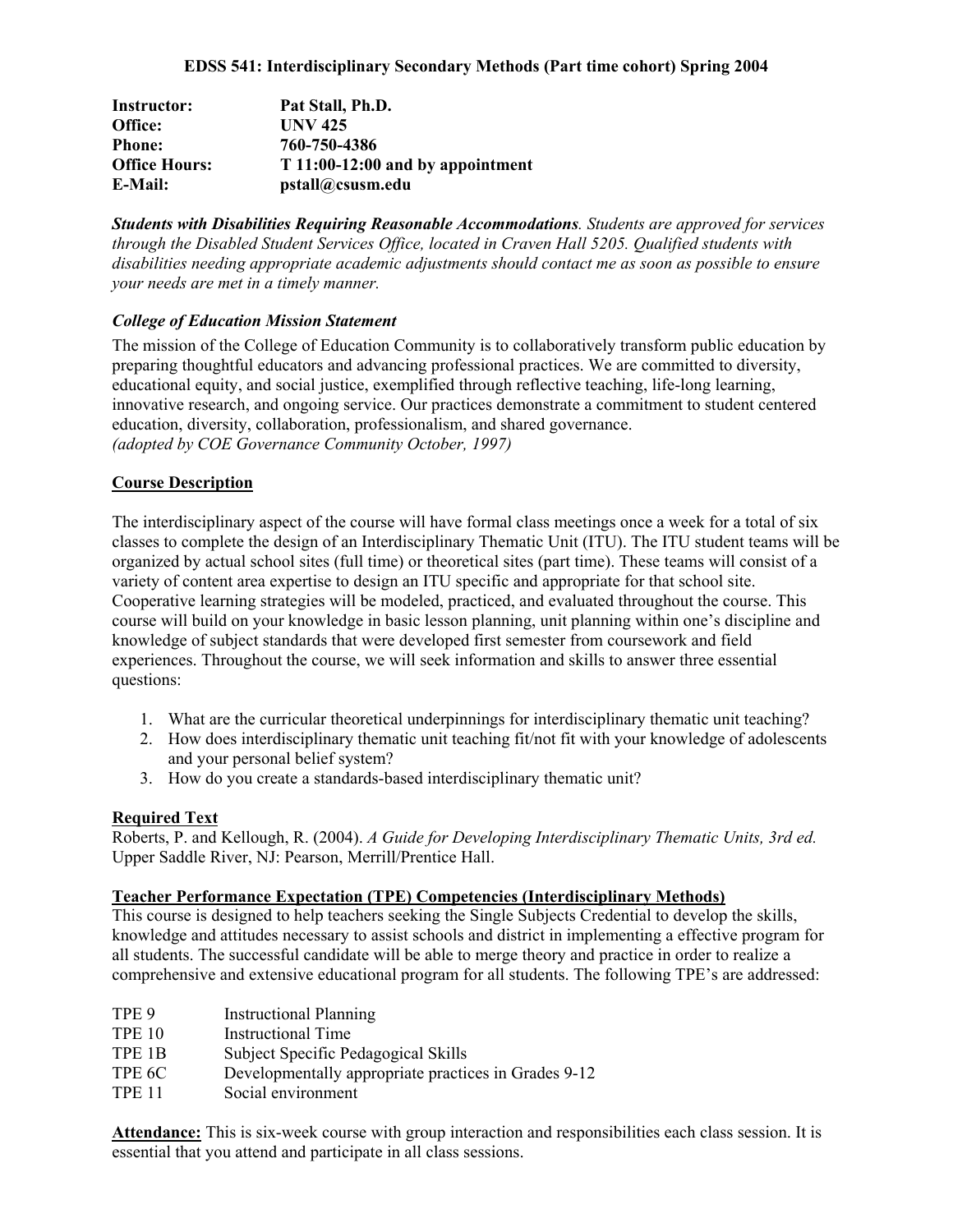**EDSS 541: Interdisciplinary Secondary Methods (Part time cohort) Spring 2004**

| | |
|---|---|
| **Instructor:** | **Pat Stall, Ph.D.** |
| **Office:** | **UNV 425** |
| **Phone:** | **760-750-4386** |
| **Office Hours:** | **T 11:00-12:00 and by appointment** |
| **E-Mail:** | **pstall@csusm.edu** |

***Students with Disabilities Requiring Reasonable Accommodations****. Students are approved for services through the Disabled Student Services Office, located in Craven Hall 5205. Qualified students with disabilities needing appropriate academic adjustments should contact me as soon as possible to ensure your needs are met in a timely manner.*

***College of Education Mission Statement***

The mission of the College of Education Community is to collaboratively transform public education by preparing thoughtful educators and advancing professional practices. We are committed to diversity, educational equity, and social justice, exemplified through reflective teaching, life-long learning, innovative research, and ongoing service. Our practices demonstrate a commitment to student centered education, diversity, collaboration, professionalism, and shared governance.
*(adopted by COE Governance Community October, 1997)*

## Course Description

The interdisciplinary aspect of the course will have formal class meetings once a week for a total of six classes to complete the design of an Interdisciplinary Thematic Unit (ITU). The ITU student teams will be organized by actual school sites (full time) or theoretical sites (part time). These teams will consist of a variety of content area expertise to design an ITU specific and appropriate for that school site. Cooperative learning strategies will be modeled, practiced, and evaluated throughout the course. This course will build on your knowledge in basic lesson planning, unit planning within one's discipline and knowledge of subject standards that were developed first semester from coursework and field experiences. Throughout the course, we will seek information and skills to answer three essential questions:

1. What are the curricular theoretical underpinnings for interdisciplinary thematic unit teaching?
2. How does interdisciplinary thematic unit teaching fit/not fit with your knowledge of adolescents and your personal belief system?
3. How do you create a standards-based interdisciplinary thematic unit?

## Required Text

Roberts, P. and Kellough, R. (2004). *A Guide for Developing Interdisciplinary Thematic Units, 3rd ed.* Upper Saddle River, NJ: Pearson, Merrill/Prentice Hall.

## Teacher Performance Expectation (TPE) Competencies (Interdisciplinary Methods)

This course is designed to help teachers seeking the Single Subjects Credential to develop the skills, knowledge and attitudes necessary to assist schools and district in implementing a effective program for all students. The successful candidate will be able to merge theory and practice in order to realize a comprehensive and extensive educational program for all students. The following TPE's are addressed:

| | |
|---|---|
| TPE 9 | Instructional Planning |
| TPE 10 | Instructional Time |
| TPE 1B | Subject Specific Pedagogical Skills |
| TPE 6C | Developmentally appropriate practices in Grades 9-12 |
| TPE 11 | Social environment |

**Attendance:** This is six-week course with group interaction and responsibilities each class session. It is essential that you attend and participate in all class sessions.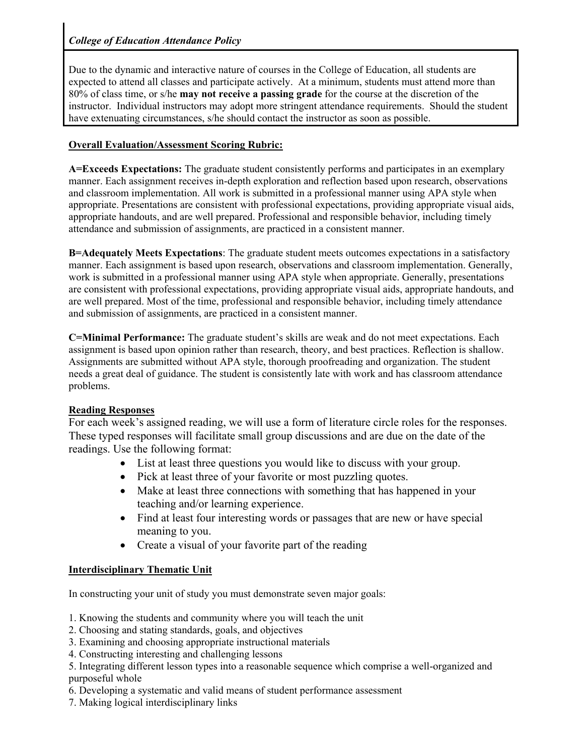*College of Education Attendance Policy*

Due to the dynamic and interactive nature of courses in the College of Education, all students are expected to attend all classes and participate actively. At a minimum, students must attend more than 80% of class time, or s/he **may not receive a passing grade** for the course at the discretion of the instructor. Individual instructors may adopt more stringent attendance requirements. Should the student have extenuating circumstances, s/he should contact the instructor as soon as possible.

**Overall Evaluation/Assessment Scoring Rubric:**

**A=Exceeds Expectations:** The graduate student consistently performs and participates in an exemplary manner. Each assignment receives in-depth exploration and reflection based upon research, observations and classroom implementation. All work is submitted in a professional manner using APA style when appropriate. Presentations are consistent with professional expectations, providing appropriate visual aids, appropriate handouts, and are well prepared. Professional and responsible behavior, including timely attendance and submission of assignments, are practiced in a consistent manner.

**B=Adequately Meets Expectations**: The graduate student meets outcomes expectations in a satisfactory manner. Each assignment is based upon research, observations and classroom implementation. Generally, work is submitted in a professional manner using APA style when appropriate. Generally, presentations are consistent with professional expectations, providing appropriate visual aids, appropriate handouts, and are well prepared. Most of the time, professional and responsible behavior, including timely attendance and submission of assignments, are practiced in a consistent manner.

**C=Minimal Performance:** The graduate student's skills are weak and do not meet expectations. Each assignment is based upon opinion rather than research, theory, and best practices. Reflection is shallow. Assignments are submitted without APA style, thorough proofreading and organization. The student needs a great deal of guidance. The student is consistently late with work and has classroom attendance problems.

**Reading Responses**

For each week's assigned reading, we will use a form of literature circle roles for the responses. These typed responses will facilitate small group discussions and are due on the date of the readings. Use the following format:

- List at least three questions you would like to discuss with your group.
- Pick at least three of your favorite or most puzzling quotes.
- Make at least three connections with something that has happened in your teaching and/or learning experience.
- Find at least four interesting words or passages that are new or have special meaning to you.
- Create a visual of your favorite part of the reading

**Interdisciplinary Thematic Unit**

In constructing your unit of study you must demonstrate seven major goals:

1. Knowing the students and community where you will teach the unit
2. Choosing and stating standards, goals, and objectives
3. Examining and choosing appropriate instructional materials
4. Constructing interesting and challenging lessons
5. Integrating different lesson types into a reasonable sequence which comprise a well-organized and purposeful whole
6. Developing a systematic and valid means of student performance assessment
7. Making logical interdisciplinary links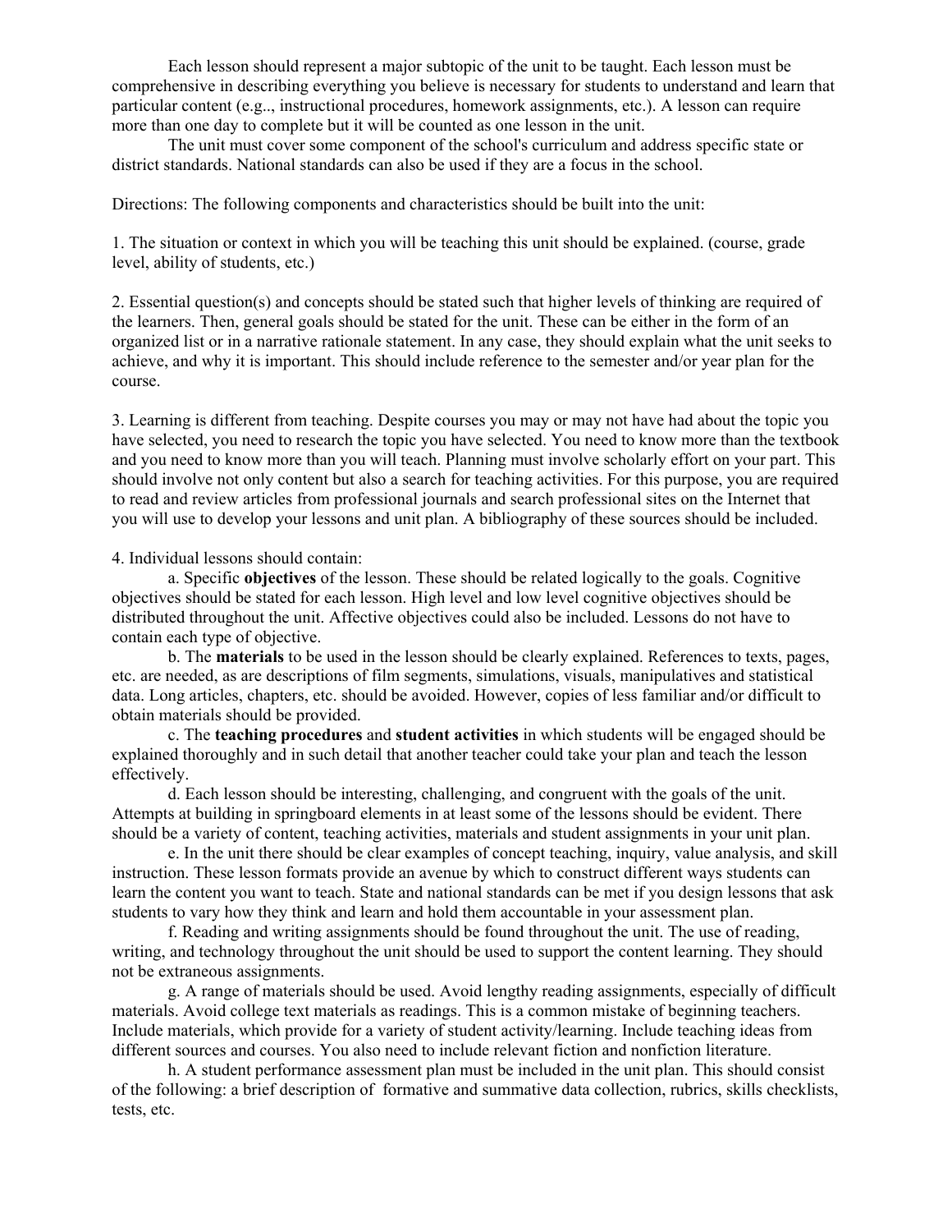Each lesson should represent a major subtopic of the unit to be taught. Each lesson must be comprehensive in describing everything you believe is necessary for students to understand and learn that particular content (e.g.., instructional procedures, homework assignments, etc.). A lesson can require more than one day to complete but it will be counted as one lesson in the unit.

The unit must cover some component of the school's curriculum and address specific state or district standards. National standards can also be used if they are a focus in the school.

Directions: The following components and characteristics should be built into the unit:

1. The situation or context in which you will be teaching this unit should be explained. (course, grade level, ability of students, etc.)

2. Essential question(s) and concepts should be stated such that higher levels of thinking are required of the learners. Then, general goals should be stated for the unit. These can be either in the form of an organized list or in a narrative rationale statement. In any case, they should explain what the unit seeks to achieve, and why it is important. This should include reference to the semester and/or year plan for the course.

3. Learning is different from teaching. Despite courses you may or may not have had about the topic you have selected, you need to research the topic you have selected. You need to know more than the textbook and you need to know more than you will teach. Planning must involve scholarly effort on your part. This should involve not only content but also a search for teaching activities. For this purpose, you are required to read and review articles from professional journals and search professional sites on the Internet that you will use to develop your lessons and unit plan. A bibliography of these sources should be included.

4. Individual lessons should contain:

a. Specific **objectives** of the lesson. These should be related logically to the goals. Cognitive objectives should be stated for each lesson. High level and low level cognitive objectives should be distributed throughout the unit. Affective objectives could also be included. Lessons do not have to contain each type of objective.

b. The **materials** to be used in the lesson should be clearly explained. References to texts, pages, etc. are needed, as are descriptions of film segments, simulations, visuals, manipulatives and statistical data. Long articles, chapters, etc. should be avoided. However, copies of less familiar and/or difficult to obtain materials should be provided.

c. The **teaching procedures** and **student activities** in which students will be engaged should be explained thoroughly and in such detail that another teacher could take your plan and teach the lesson effectively.

d. Each lesson should be interesting, challenging, and congruent with the goals of the unit. Attempts at building in springboard elements in at least some of the lessons should be evident. There should be a variety of content, teaching activities, materials and student assignments in your unit plan.

e. In the unit there should be clear examples of concept teaching, inquiry, value analysis, and skill instruction. These lesson formats provide an avenue by which to construct different ways students can learn the content you want to teach. State and national standards can be met if you design lessons that ask students to vary how they think and learn and hold them accountable in your assessment plan.

f. Reading and writing assignments should be found throughout the unit. The use of reading, writing, and technology throughout the unit should be used to support the content learning. They should not be extraneous assignments.

g. A range of materials should be used. Avoid lengthy reading assignments, especially of difficult materials. Avoid college text materials as readings. This is a common mistake of beginning teachers. Include materials, which provide for a variety of student activity/learning. Include teaching ideas from different sources and courses. You also need to include relevant fiction and nonfiction literature.

h. A student performance assessment plan must be included in the unit plan. This should consist of the following: a brief description of formative and summative data collection, rubrics, skills checklists, tests, etc.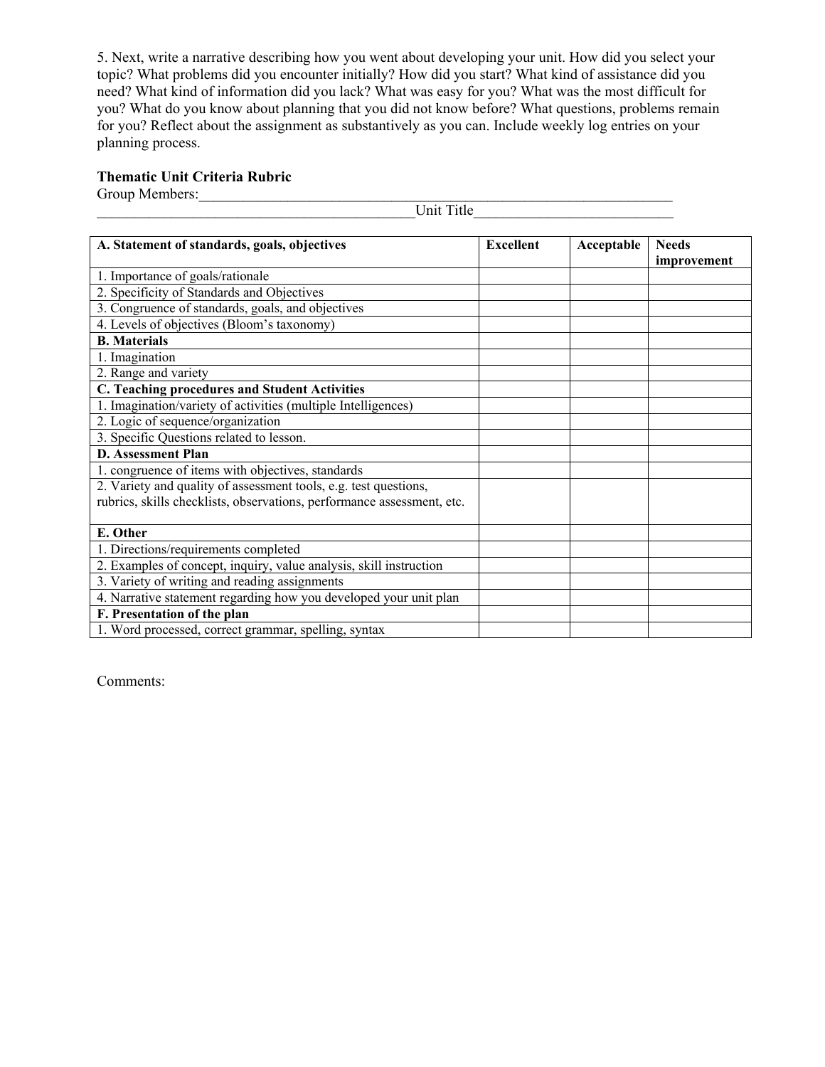5. Next, write a narrative describing how you went about developing your unit. How did you select your topic? What problems did you encounter initially? How did you start? What kind of assistance did you need? What kind of information did you lack? What was easy for you? What was the most difficult for you? What do you know about planning that you did not know before? What questions, problems remain for you? Reflect about the assignment as substantively as you can. Include weekly log entries on your planning process.

**Thematic Unit Criteria Rubric**

Group Members:______________________________________________________________________
__________________________________________Unit Title_________________________

| A. Statement of standards, goals, objectives | Excellent | Acceptable | Needs improvement |
|---|---|---|---|
| 1. Importance of goals/rationale | | | |
| 2. Specificity of Standards and Objectives | | | |
| 3. Congruence of standards, goals, and objectives | | | |
| 4. Levels of objectives (Bloom's taxonomy) | | | |
| **B. Materials** | | | |
| 1. Imagination | | | |
| 2. Range and variety | | | |
| **C. Teaching procedures and Student Activities** | | | |
| 1. Imagination/variety of activities (multiple Intelligences) | | | |
| 2. Logic of sequence/organization | | | |
| 3. Specific Questions related to lesson. | | | |
| **D. Assessment Plan** | | | |
| 1. congruence of items with objectives, standards | | | |
| 2. Variety and quality of assessment tools, e.g. test questions, rubrics, skills checklists, observations, performance assessment, etc. | | | |
| **E. Other** | | | |
| 1. Directions/requirements completed | | | |
| 2. Examples of concept, inquiry, value analysis, skill instruction | | | |
| 3. Variety of writing and reading assignments | | | |
| 4. Narrative statement regarding how you developed your unit plan | | | |
| **F. Presentation of the plan** | | | |
| 1. Word processed, correct grammar, spelling, syntax | | | |

Comments: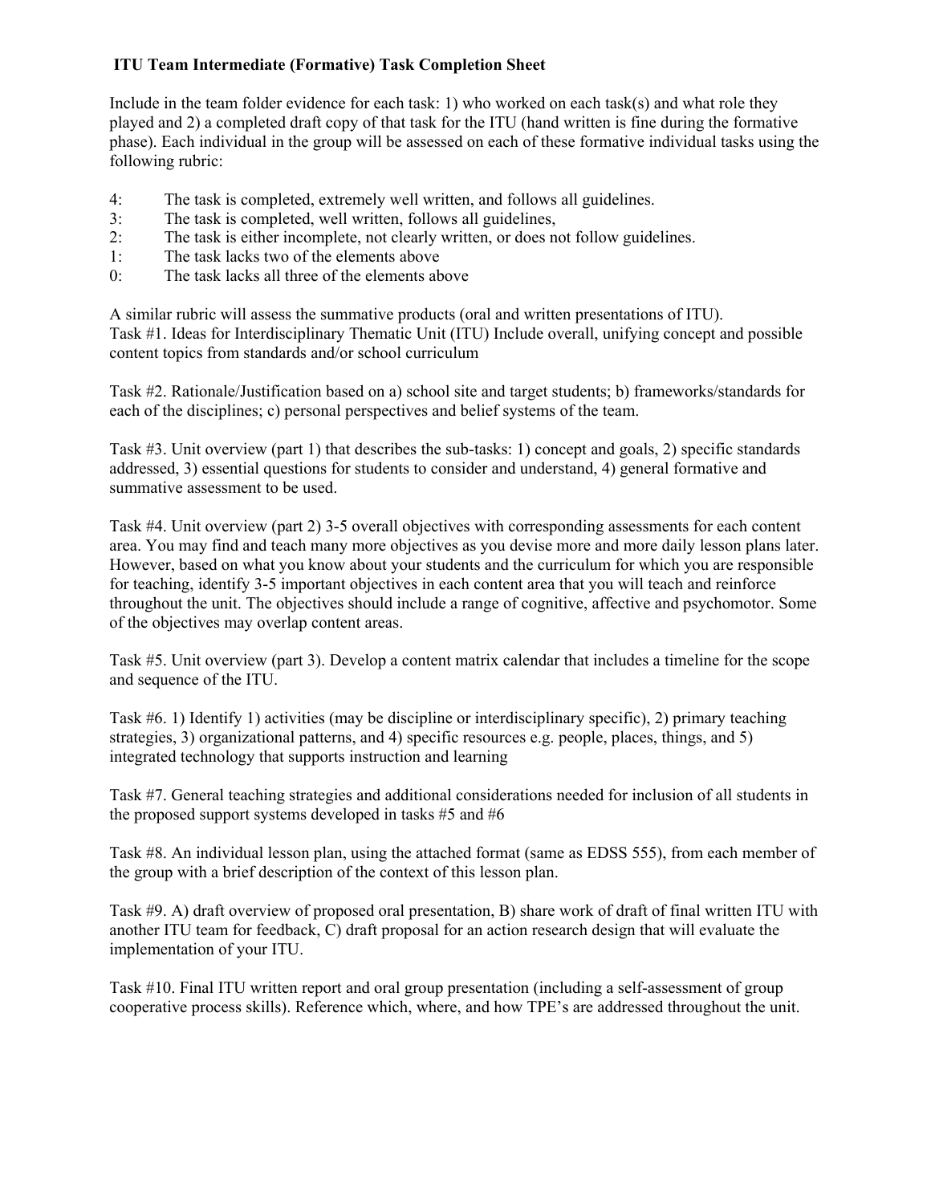## ITU Team Intermediate (Formative) Task Completion Sheet

Include in the team folder evidence for each task: 1) who worked on each task(s) and what role they played and 2) a completed draft copy of that task for the ITU (hand written is fine during the formative phase). Each individual in the group will be assessed on each of these formative individual tasks using the following rubric:

- 4: The task is completed, extremely well written, and follows all guidelines.
- 3: The task is completed, well written, follows all guidelines,
- 2: The task is either incomplete, not clearly written, or does not follow guidelines.
- 1: The task lacks two of the elements above
- 0: The task lacks all three of the elements above

A similar rubric will assess the summative products (oral and written presentations of ITU).

Task #1. Ideas for Interdisciplinary Thematic Unit (ITU) Include overall, unifying concept and possible content topics from standards and/or school curriculum

Task #2. Rationale/Justification based on a) school site and target students; b) frameworks/standards for each of the disciplines; c) personal perspectives and belief systems of the team.

Task #3. Unit overview (part 1) that describes the sub-tasks: 1) concept and goals, 2) specific standards addressed, 3) essential questions for students to consider and understand, 4) general formative and summative assessment to be used.

Task #4. Unit overview (part 2) 3-5 overall objectives with corresponding assessments for each content area. You may find and teach many more objectives as you devise more and more daily lesson plans later. However, based on what you know about your students and the curriculum for which you are responsible for teaching, identify 3-5 important objectives in each content area that you will teach and reinforce throughout the unit. The objectives should include a range of cognitive, affective and psychomotor. Some of the objectives may overlap content areas.

Task #5. Unit overview (part 3). Develop a content matrix calendar that includes a timeline for the scope and sequence of the ITU.

Task #6. 1) Identify 1) activities (may be discipline or interdisciplinary specific), 2) primary teaching strategies, 3) organizational patterns, and 4) specific resources e.g. people, places, things, and 5) integrated technology that supports instruction and learning

Task #7. General teaching strategies and additional considerations needed for inclusion of all students in the proposed support systems developed in tasks #5 and #6

Task #8. An individual lesson plan, using the attached format (same as EDSS 555), from each member of the group with a brief description of the context of this lesson plan.

Task #9. A) draft overview of proposed oral presentation, B) share work of draft of final written ITU with another ITU team for feedback, C) draft proposal for an action research design that will evaluate the implementation of your ITU.

Task #10. Final ITU written report and oral group presentation (including a self-assessment of group cooperative process skills). Reference which, where, and how TPE's are addressed throughout the unit.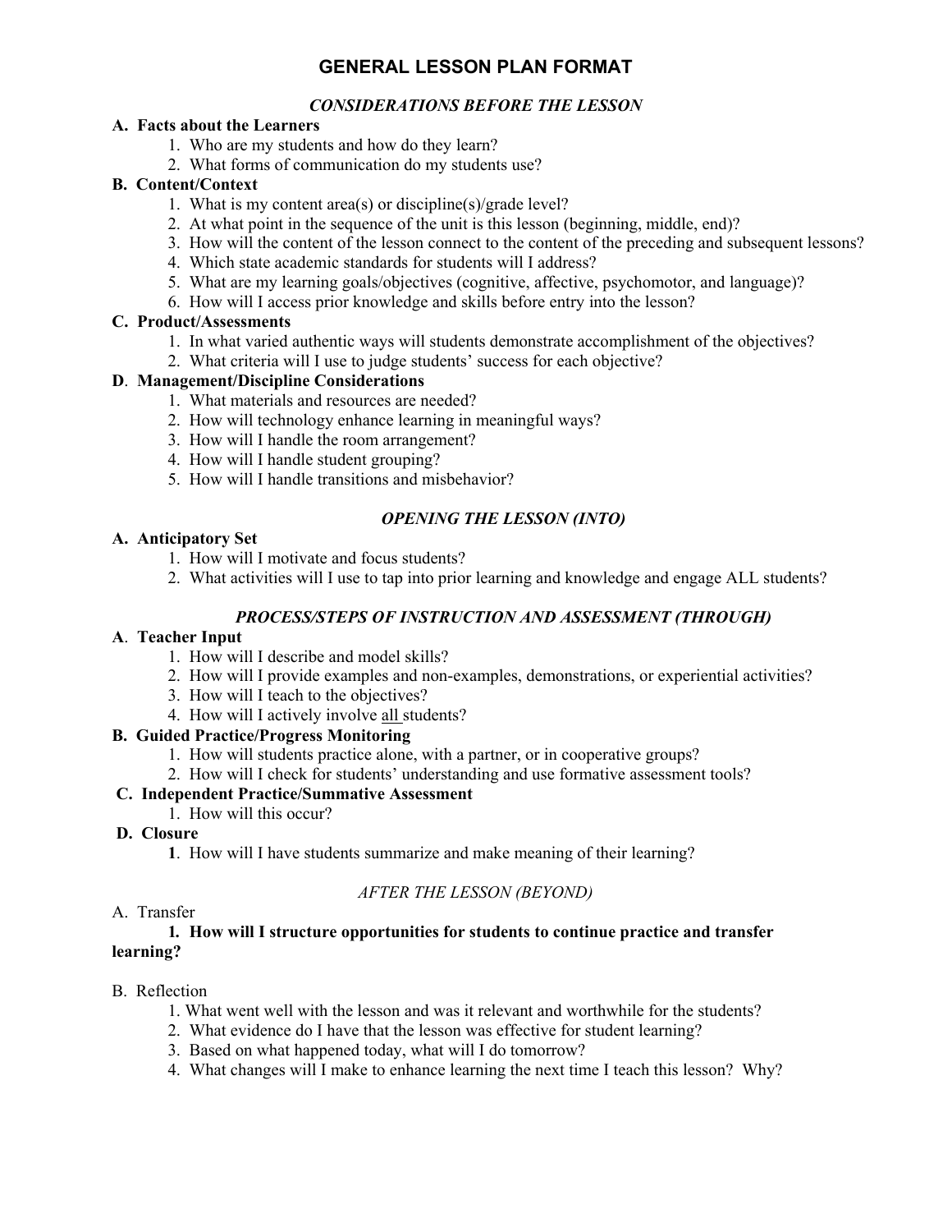# GENERAL LESSON PLAN FORMAT

## *CONSIDERATIONS BEFORE THE LESSON*

**A. Facts about the Learners**

1. Who are my students and how do they learn?
2. What forms of communication do my students use?

**B. Content/Context**

1. What is my content area(s) or discipline(s)/grade level?
2. At what point in the sequence of the unit is this lesson (beginning, middle, end)?
3. How will the content of the lesson connect to the content of the preceding and subsequent lessons?
4. Which state academic standards for students will I address?
5. What are my learning goals/objectives (cognitive, affective, psychomotor, and language)?
6. How will I access prior knowledge and skills before entry into the lesson?

**C. Product/Assessments**

1. In what varied authentic ways will students demonstrate accomplishment of the objectives?
2. What criteria will I use to judge students' success for each objective?

**D. Management/Discipline Considerations**

1. What materials and resources are needed?
2. How will technology enhance learning in meaningful ways?
3. How will I handle the room arrangement?
4. How will I handle student grouping?
5. How will I handle transitions and misbehavior?

## *OPENING THE LESSON (INTO)*

**A. Anticipatory Set**

1. How will I motivate and focus students?
2. What activities will I use to tap into prior learning and knowledge and engage ALL students?

## *PROCESS/STEPS OF INSTRUCTION AND ASSESSMENT (THROUGH)*

**A. Teacher Input**

1. How will I describe and model skills?
2. How will I provide examples and non-examples, demonstrations, or experiential activities?
3. How will I teach to the objectives?
4. How will I actively involve all students?

**B. Guided Practice/Progress Monitoring**

1. How will students practice alone, with a partner, or in cooperative groups?
2. How will I check for students' understanding and use formative assessment tools?

**C. Independent Practice/Summative Assessment**

1. How will this occur?

**D. Closure**

1. How will I have students summarize and make meaning of their learning?

## *AFTER THE LESSON (BEYOND)*

A. Transfer

**1. How will I structure opportunities for students to continue practice and transfer learning?**

B. Reflection

1. What went well with the lesson and was it relevant and worthwhile for the students?
2. What evidence do I have that the lesson was effective for student learning?
3. Based on what happened today, what will I do tomorrow?
4. What changes will I make to enhance learning the next time I teach this lesson? Why?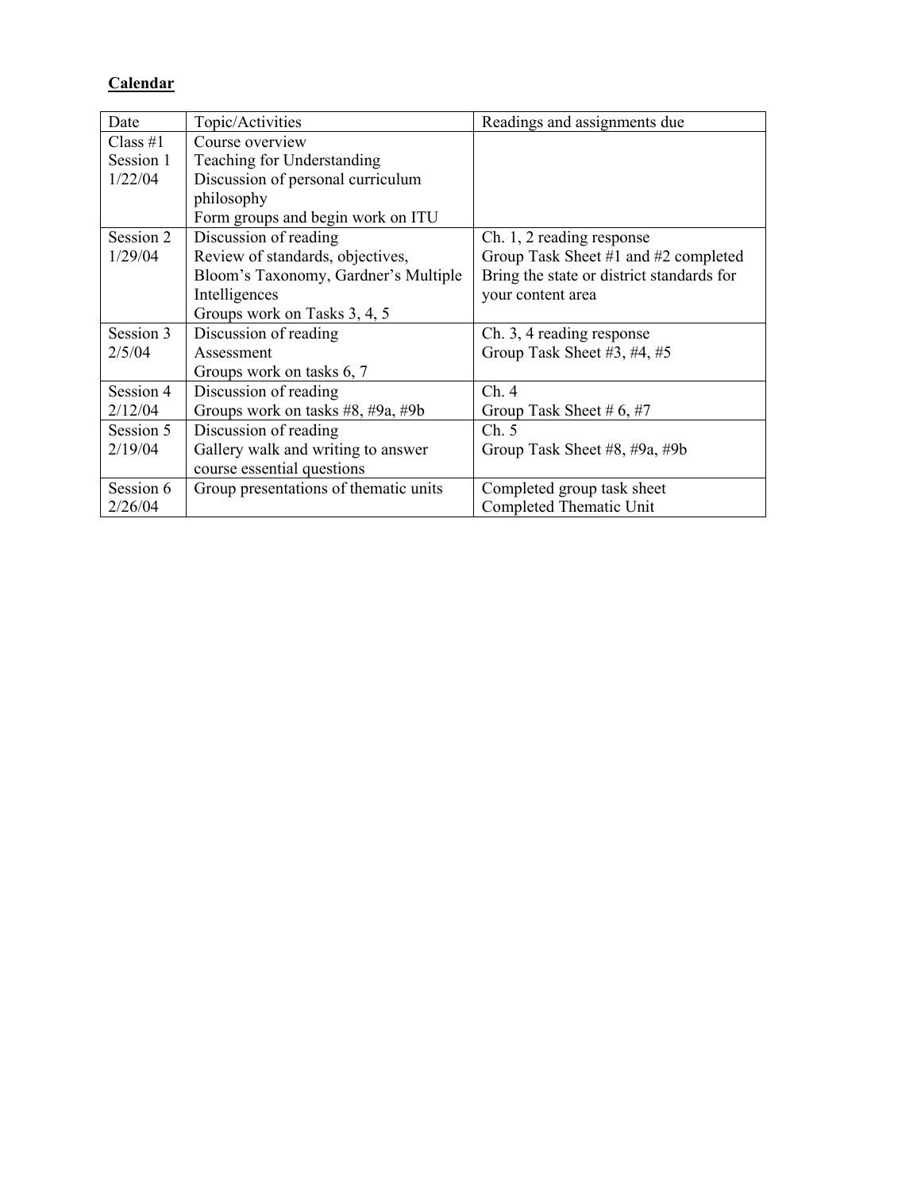**Calendar**

| Date | Topic/Activities | Readings and assignments due |
|---|---|---|
| Class #1 Session 1 1/22/04 | Course overview<br>Teaching for Understanding<br>Discussion of personal curriculum philosophy<br>Form groups and begin work on ITU | |
| Session 2 1/29/04 | Discussion of reading<br>Review of standards, objectives, Bloom's Taxonomy, Gardner's Multiple Intelligences<br>Groups work on Tasks 3, 4, 5 | Ch. 1, 2 reading response<br>Group Task Sheet #1 and #2 completed<br>Bring the state or district standards for your content area |
| Session 3 2/5/04 | Discussion of reading<br>Assessment<br>Groups work on tasks 6, 7 | Ch. 3, 4 reading response<br>Group Task Sheet #3, #4, #5 |
| Session 4 2/12/04 | Discussion of reading<br>Groups work on tasks #8, #9a, #9b | Ch. 4<br>Group Task Sheet # 6, #7 |
| Session 5 2/19/04 | Discussion of reading<br>Gallery walk and writing to answer course essential questions | Ch. 5<br>Group Task Sheet #8, #9a, #9b |
| Session 6 2/26/04 | Group presentations of thematic units | Completed group task sheet<br>Completed Thematic Unit |